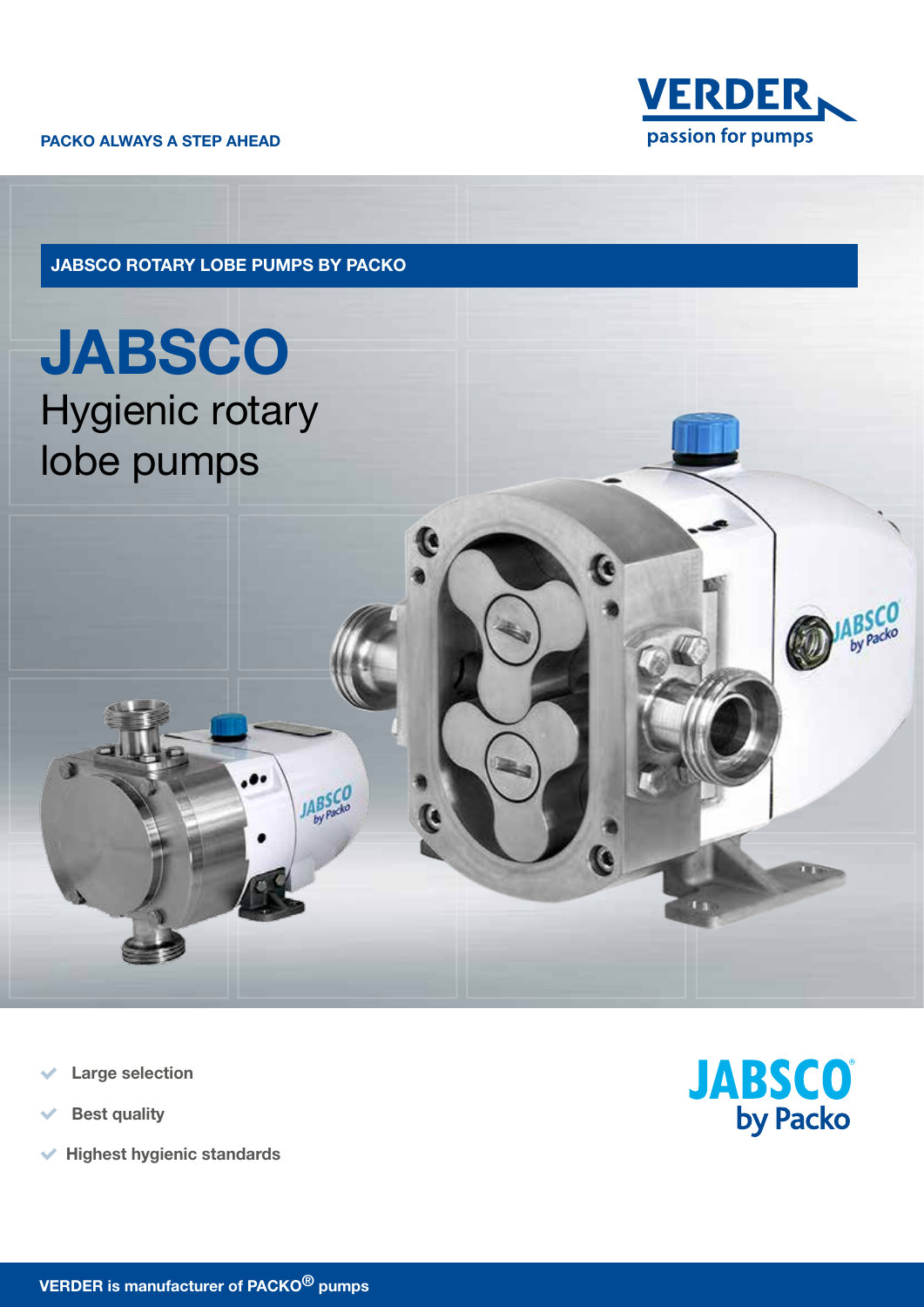PACKO ALWAYS A STEP AHEAD

VERDER
passion for pumps

**JABSCO ROTARY LOBE PUMPS BY PACKO**

# JABSCO
## Hygienic rotary lobe pumps

- Large selection
- Best quality
- Highest hygienic standards

JABSCO by Packo

**VERDER is manufacturer of PACKO® pumps**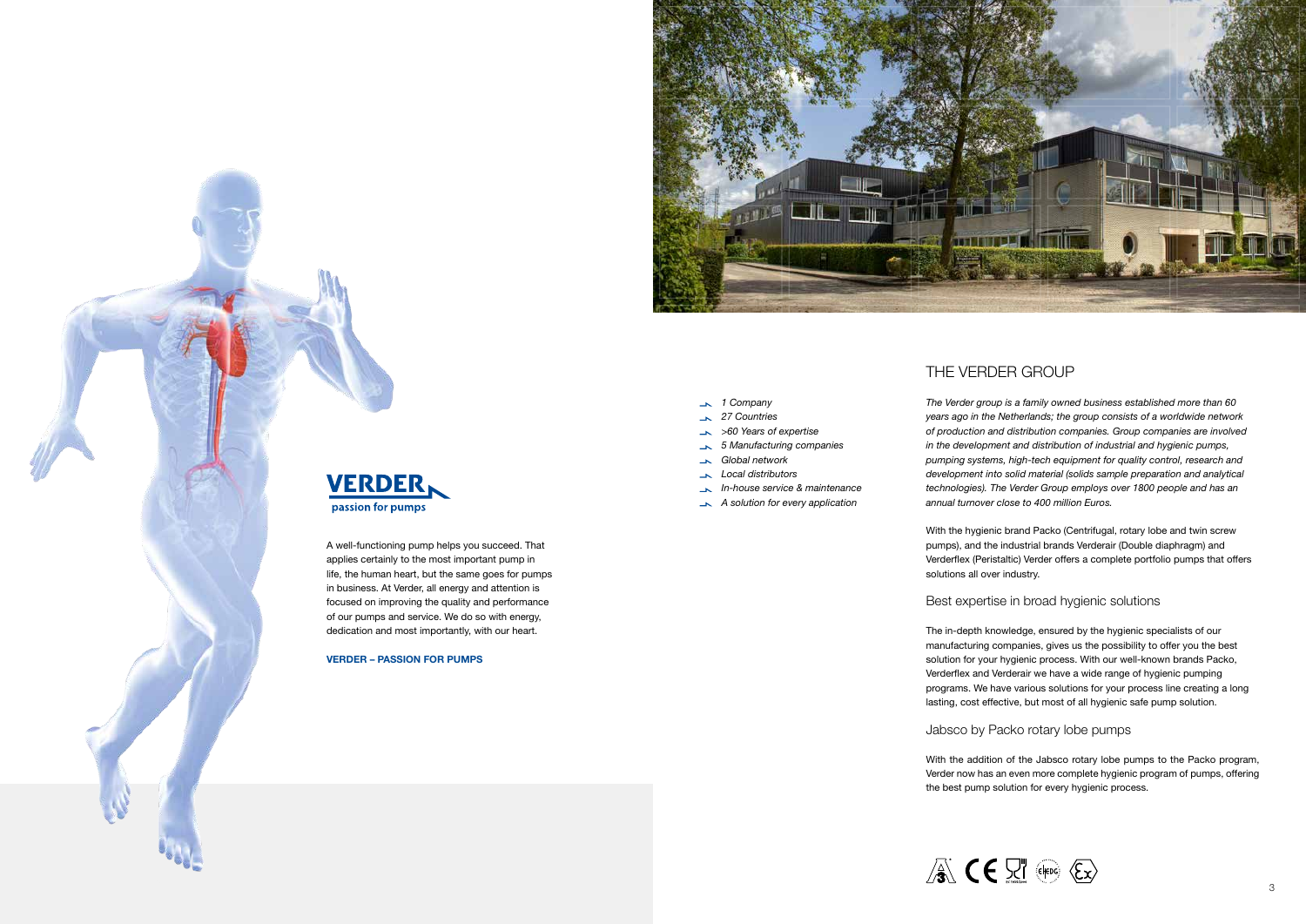VERDER
passion for pumps

A well-functioning pump helps you succeed. That applies certainly to the most important pump in life, the human heart, but the same goes for pumps in business. At Verder, all energy and attention is focused on improving the quality and performance of our pumps and service. We do so with energy, dedication and most importantly, with our heart.

**VERDER – PASSION FOR PUMPS**

- *1 Company*
- *27 Countries*
- *>60 Years of expertise*
- *5 Manufacturing companies*
- *Global network*
- *Local distributors*
- *In-house service & maintenance*
- *A solution for every application*

## THE VERDER GROUP

*The Verder group is a family owned business established more than 60 years ago in the Netherlands; the group consists of a worldwide network of production and distribution companies. Group companies are involved in the development and distribution of industrial and hygienic pumps, pumping systems, high-tech equipment for quality control, research and development into solid material (solids sample preparation and analytical technologies). The Verder Group employs over 1800 people and has an annual turnover close to 400 million Euros.*

With the hygienic brand Packo (Centrifugal, rotary lobe and twin screw pumps), and the industrial brands Verderair (Double diaphragm) and Verderflex (Peristaltic) Verder offers a complete portfolio pumps that offers solutions all over industry.

### Best expertise in broad hygienic solutions

The in-depth knowledge, ensured by the hygienic specialists of our manufacturing companies, gives us the possibility to offer you the best solution for your hygienic process. With our well-known brands Packo, Verderflex and Verderair we have a wide range of hygienic pumping programs. We have various solutions for your process line creating a long lasting, cost effective, but most of all hygienic safe pump solution.

### Jabsco by Packo rotary lobe pumps

With the addition of the Jabsco rotary lobe pumps to the Packo program, Verder now has an even more complete hygienic program of pumps, offering the best pump solution for every hygienic process.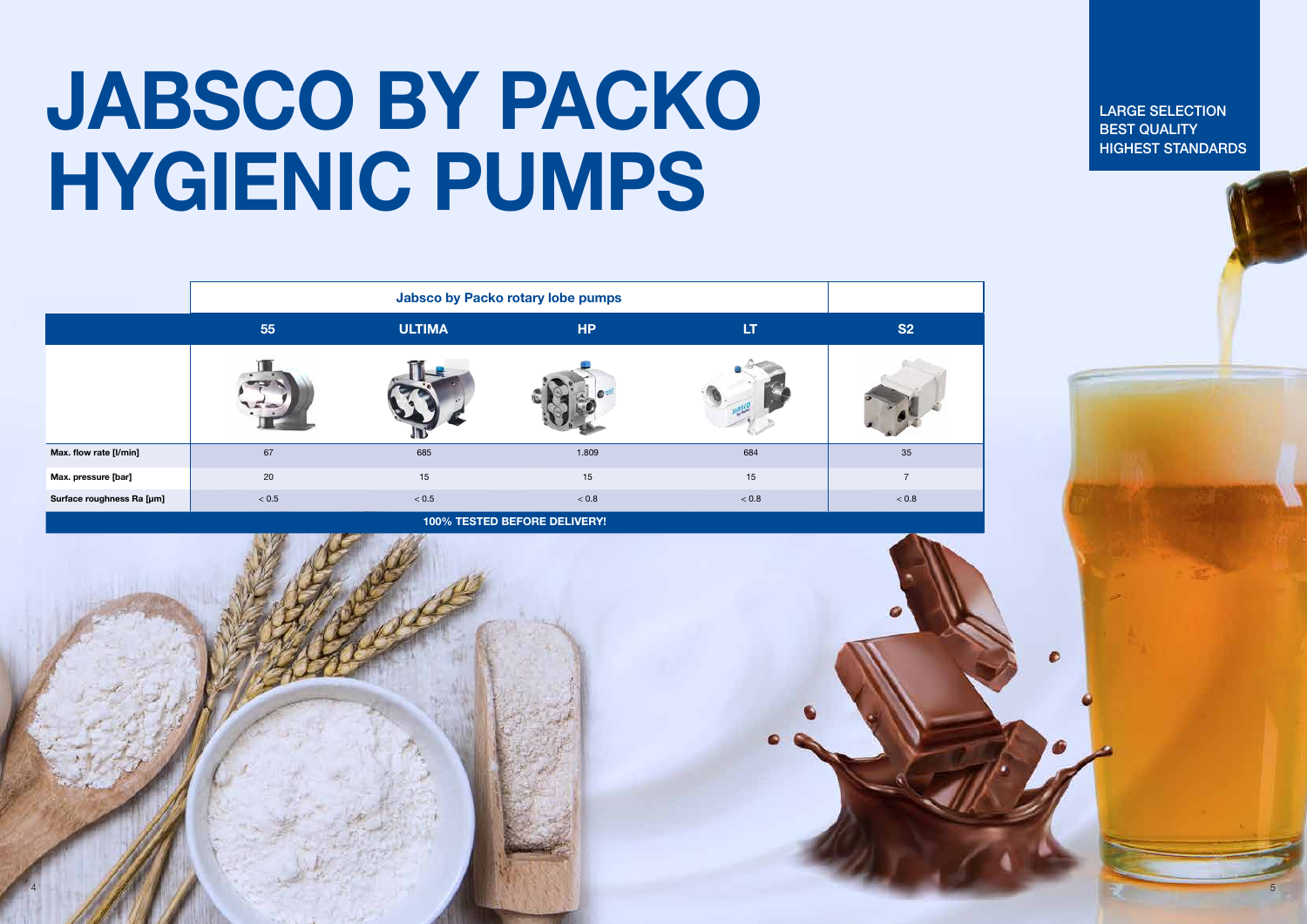# JABSCO BY PACKO HYGIENIC PUMPS

LARGE SELECTION
BEST QUALITY
HIGHEST STANDARDS

| | Jabsco by Packo rotary lobe pumps | | | | |
|---|---|---|---|---|---|
| | 55 | ULTIMA | HP | LT | S2 |
| Max. flow rate [l/min] | 67 | 685 | 1.809 | 684 | 35 |
| Max. pressure [bar] | 20 | 15 | 15 | 15 | 7 |
| Surface roughness Ra [µm] | < 0.5 | < 0.5 | < 0.8 | < 0.8 | < 0.8 |

**100% TESTED BEFORE DELIVERY!**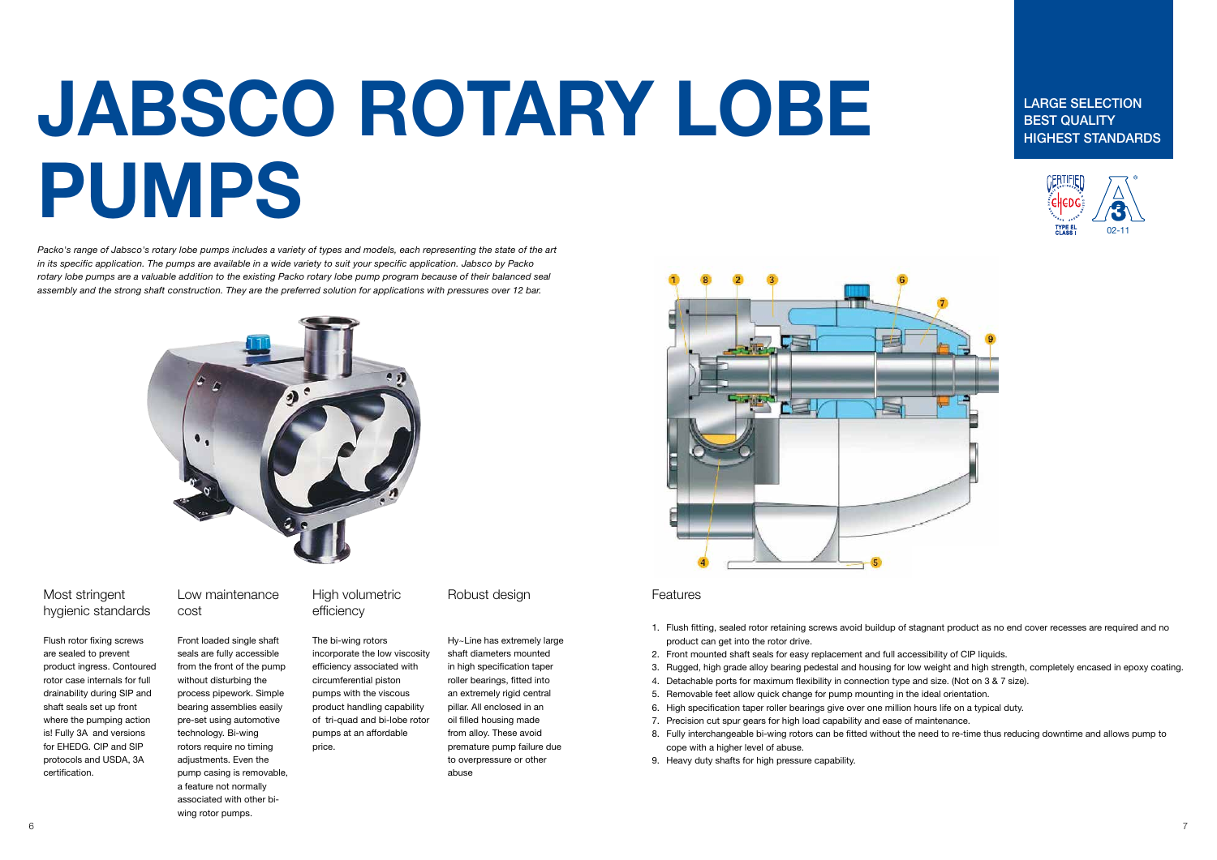# JABSCO ROTARY LOBE PUMPS

LARGE SELECTION
BEST QUALITY
HIGHEST STANDARDS

*Packo's range of Jabsco's rotary lobe pumps includes a variety of types and models, each representing the state of the art in its specific application. The pumps are available in a wide variety to suit your specific application. Jabsco by Packo rotary lobe pumps are a valuable addition to the existing Packo rotary lobe pump program because of their balanced seal assembly and the strong shaft construction. They are the preferred solution for applications with pressures over 12 bar.*

## Most stringent hygienic standards

Flush rotor fixing screws are sealed to prevent product ingress. Contoured rotor case internals for full drainability during SIP and shaft seals set up front where the pumping action is! Fully 3A and versions for EHEDG. CIP and SIP protocols and USDA, 3A certification.

## Low maintenance cost

Front loaded single shaft seals are fully accessible from the front of the pump without disturbing the process pipework. Simple bearing assemblies easily pre-set using automotive technology. Bi-wing rotors require no timing adjustments. Even the pump casing is removable, a feature not normally associated with other bi-wing rotor pumps.

## High volumetric efficiency

The bi-wing rotors incorporate the low viscosity efficiency associated with circumferential piston pumps with the viscous product handling capability of tri-quad and bi-lobe rotor pumps at an affordable price.

## Robust design

Hy-Line has extremely large shaft diameters mounted in high specification taper roller bearings, fitted into an extremely rigid central pillar. All enclosed in an oil filled housing made from alloy. These avoid premature pump failure due to overpressure or other abuse

## Features

1. Flush fitting, sealed rotor retaining screws avoid buildup of stagnant product as no end cover recesses are required and no product can get into the rotor drive.
2. Front mounted shaft seals for easy replacement and full accessibility of CIP liquids.
3. Rugged, high grade alloy bearing pedestal and housing for low weight and high strength, completely encased in epoxy coating.
4. Detachable ports for maximum flexibility in connection type and size. (Not on 3 & 7 size).
5. Removable feet allow quick change for pump mounting in the ideal orientation.
6. High specification taper roller bearings give over one million hours life on a typical duty.
7. Precision cut spur gears for high load capability and ease of maintenance.
8. Fully interchangeable bi-wing rotors can be fitted without the need to re-time thus reducing downtime and allows pump to cope with a higher level of abuse.
9. Heavy duty shafts for high pressure capability.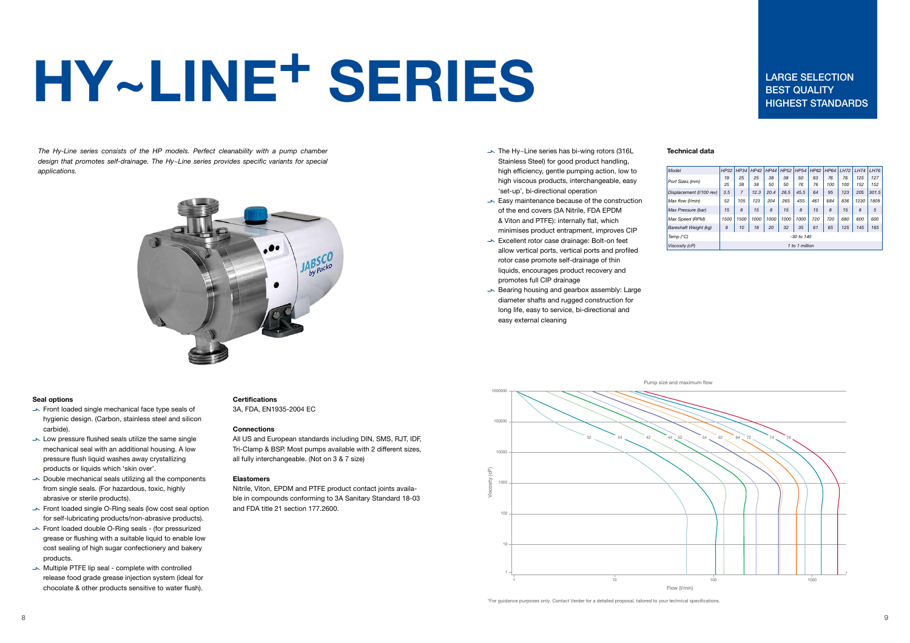# HY~LINE+ SERIES

LARGE SELECTION
BEST QUALITY
HIGHEST STANDARDS

*The Hy-Line series consists of the HP models. Perfect cleanability with a pump chamber design that promotes self-drainage. The Hy~Line series provides specific variants for special applications.*

- The Hy~Line series has bi-wing rotors (316L Stainless Steel) for good product handling, high efficiency, gentle pumping action, low to high viscous products, interchangeable, easy 'set-up', bi-directional operation
- Easy maintenance because of the construction of the end covers (3A Nitrile, FDA EPDM & Viton and PTFE): internally flat, which minimises product entrapment, improves CIP
- Excellent rotor case drainage: Bolt-on feet allow vertical ports, vertical ports and profiled rotor case promote self-drainage of thin liquids, encourages product recovery and promotes full CIP drainage
- Bearing housing and gearbox assembly: Large diameter shafts and rugged construction for long life, easy to service, bi-directional and easy external cleaning

### Technical data

| Model | HP32 | HP34 | HP42 | HP44 | HP52 | HP54 | HP62 | HP64 | LH72 | LH74 | LH76 |
|---|---|---|---|---|---|---|---|---|---|---|---|
| Port Sizes (mm) | 19 25 | 25 38 | 25 38 | 38 50 | 38 50 | 50 76 | 63 76 | 76 100 | 76 100 | 125 152 | 127 152 |
| Displacement (l/100 rev) | 3.5 | 7 | 12.3 | 20.4 | 26.5 | 45.5 | 64 | 95 | 123 | 205 | 301.5 |
| Max flow (l/min) | 52 | 105 | 123 | 204 | 265 | 455 | 461 | 684 | 836 | 1230 | 1809 |
| Max Pressure (bar) | 15 | 8 | 15 | 8 | 15 | 8 | 15 | 8 | 15 | 8 | 5 |
| Max Speed (RPM) | 1500 | 1500 | 1000 | 1000 | 1000 | 1000 | 720 | 720 | 680 | 600 | 600 |
| Bareshaft Weight (kg) | 8 | 10 | 18 | 20 | 32 | 35 | 61 | 65 | 125 | 145 | 165 |
| Temp (°C) | -30 to 140 | | | | | | | | | | |
| Viscosity (cP) | 1 to 1 million | | | | | | | | | | |

Pump size and maximum flow

*For guidance purposes only. Contact Verder for a detailed proposal, tailored to your technical specifications.

### Seal options

- Front loaded single mechanical face type seals of hygienic design. (Carbon, stainless steel and silicon carbide).
- Low pressure flushed seals utilize the same single mechanical seal with an additional housing. A low pressure flush liquid washes away crystallizing products or liquids which 'skin over'.
- Double mechanical seals utilizing all the components from single seals. (For hazardous, toxic, highly abrasive or sterile products).
- Front loaded single O-Ring seals (low cost seal option for self-lubricating products/non-abrasive products).
- Front loaded double O-Ring seals - (for pressurized grease or flushing with a suitable liquid to enable low cost sealing of high sugar confectionery and bakery products.
- Multiple PTFE lip seal - complete with controlled release food grade grease injection system (ideal for chocolate & other products sensitive to water flush).

### Certifications

3A, FDA, EN1935-2004 EC

### Connections

All US and European standards including DIN, SMS, RJT, IDF, Tri-Clamp & BSP. Most pumps available with 2 different sizes, all fully interchangeable. (Not on 3 & 7 size)

### Elastomers

Nitrile, Viton, EPDM and PTFE product contact joints available in compounds conforming to 3A Sanitary Standard 18-03 and FDA title 21 section 177.2600.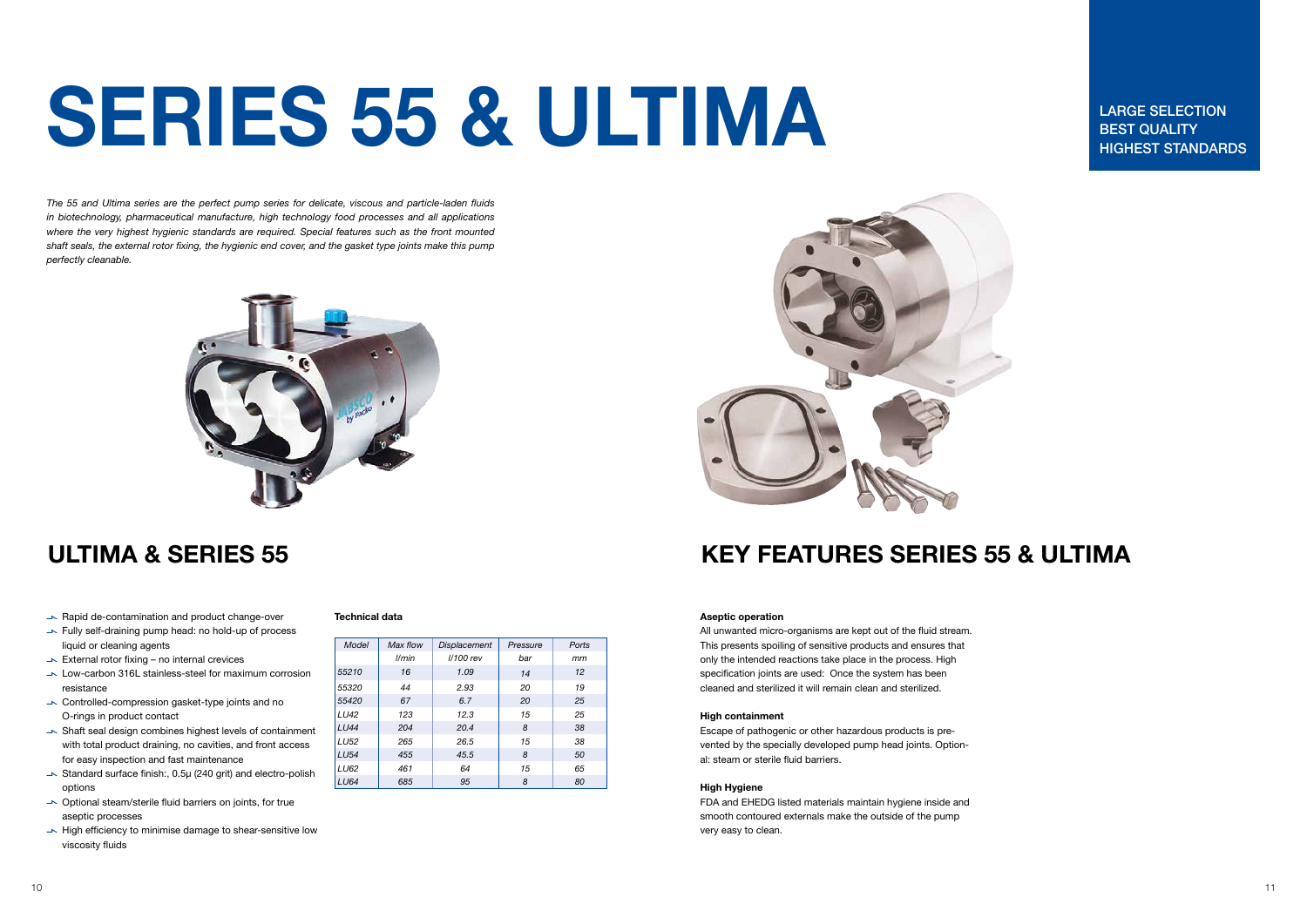# SERIES 55 & ULTIMA

LARGE SELECTION
BEST QUALITY
HIGHEST STANDARDS

*The 55 and Ultima series are the perfect pump series for delicate, viscous and particle-laden fluids in biotechnology, pharmaceutical manufacture, high technology food processes and all applications where the very highest hygienic standards are required. Special features such as the front mounted shaft seals, the external rotor fixing, the hygienic end cover, and the gasket type joints make this pump perfectly cleanable.*

## ULTIMA & SERIES 55

- Rapid de-contamination and product change-over
- Fully self-draining pump head: no hold-up of process liquid or cleaning agents
- External rotor fixing – no internal crevices
- Low-carbon 316L stainless-steel for maximum corrosion resistance
- Controlled-compression gasket-type joints and no O-rings in product contact
- Shaft seal design combines highest levels of containment with total product draining, no cavities, and front access for easy inspection and fast maintenance
- Standard surface finish:, 0.5μ (240 grit) and electro-polish options
- Optional steam/sterile fluid barriers on joints, for true aseptic processes
- High efficiency to minimise damage to shear-sensitive low viscosity fluids

**Technical data**

| *Model* | *Max flow* | *Displacement* | *Pressure* | *Ports* |
|---|---|---|---|---|
| | *l/min* | *l/100 rev* | *bar* | *mm* |
| *55210* | *16* | *1.09* | *14* | *12* |
| *55320* | *44* | *2.93* | *20* | *19* |
| *55420* | *67* | *6.7* | *20* | *25* |
| *LU42* | *123* | *12.3* | *15* | *25* |
| *LU44* | *204* | *20.4* | *8* | *38* |
| *LU52* | *265* | *26.5* | *15* | *38* |
| *LU54* | *455* | *45.5* | *8* | *50* |
| *LU62* | *461* | *64* | *15* | *65* |
| *LU64* | *685* | *95* | *8* | *80* |

## KEY FEATURES SERIES 55 & ULTIMA

**Aseptic operation**

All unwanted micro-organisms are kept out of the fluid stream. This presents spoiling of sensitive products and ensures that only the intended reactions take place in the process. High specification joints are used: Once the system has been cleaned and sterilized it will remain clean and sterilized.

**High containment**

Escape of pathogenic or other hazardous products is prevented by the specially developed pump head joints. Optional: steam or sterile fluid barriers.

**High Hygiene**

FDA and EHEDG listed materials maintain hygiene inside and smooth contoured externals make the outside of the pump very easy to clean.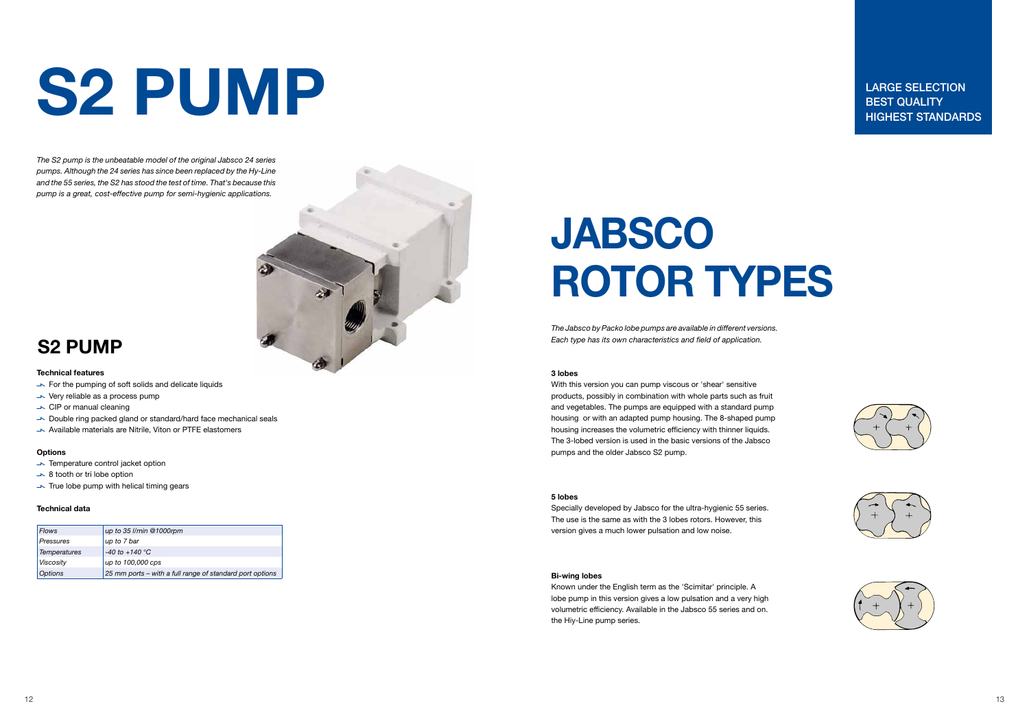# S2 PUMP

*The S2 pump is the unbeatable model of the original Jabsco 24 series pumps. Although the 24 series has since been replaced by the Hy-Line and the 55 series, the S2 has stood the test of time. That's because this pump is a great, cost-effective pump for semi-hygienic applications.*

## S2 PUMP

**Technical features**

- For the pumping of soft solids and delicate liquids
- Very reliable as a process pump
- CIP or manual cleaning
- Double ring packed gland or standard/hard face mechanical seals
- Available materials are Nitrile, Viton or PTFE elastomers

**Options**

- Temperature control jacket option
- 8 tooth or tri lobe option
- True lobe pump with helical timing gears

**Technical data**

| | |
|---|---|
| *Flows* | *up to 35 l/min @1000rpm* |
| *Pressures* | *up to 7 bar* |
| *Temperatures* | *-40 to +140 °C* |
| *Viscosity* | *up to 100,000 cps* |
| *Options* | *25 mm ports – with a full range of standard port options* |

LARGE SELECTION
BEST QUALITY
HIGHEST STANDARDS

# JABSCO ROTOR TYPES

*The Jabsco by Packo lobe pumps are available in different versions. Each type has its own characteristics and field of application.*

**3 lobes**

With this version you can pump viscous or 'shear' sensitive products, possibly in combination with whole parts such as fruit and vegetables. The pumps are equipped with a standard pump housing or with an adapted pump housing. The 8-shaped pump housing increases the volumetric efficiency with thinner liquids. The 3-lobed version is used in the basic versions of the Jabsco pumps and the older Jabsco S2 pump.

**5 lobes**

Specially developed by Jabsco for the ultra-hygienic 55 series. The use is the same as with the 3 lobes rotors. However, this version gives a much lower pulsation and low noise.

**Bi-wing lobes**

Known under the English term as the 'Scimitar' principle. A lobe pump in this version gives a low pulsation and a very high volumetric efficiency. Available in the Jabsco 55 series and on. the Hiy-Line pump series.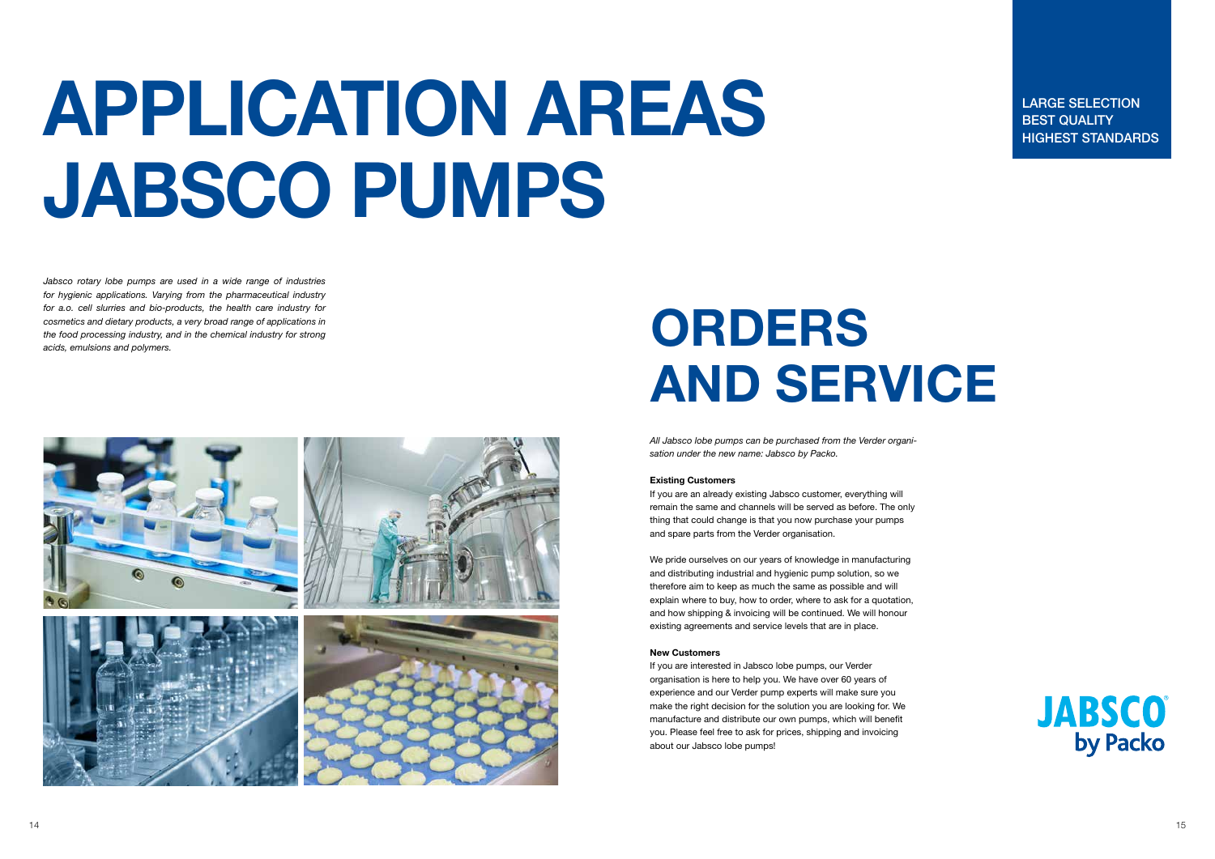# APPLICATION AREAS JABSCO PUMPS

*Jabsco rotary lobe pumps are used in a wide range of industries for hygienic applications. Varying from the pharmaceutical industry for a.o. cell slurries and bio-products, the health care industry for cosmetics and dietary products, a very broad range of applications in the food processing industry, and in the chemical industry for strong acids, emulsions and polymers.*

LARGE SELECTION
BEST QUALITY
HIGHEST STANDARDS

# ORDERS AND SERVICE

*All Jabsco lobe pumps can be purchased from the Verder organisation under the new name: Jabsco by Packo.*

**Existing Customers**

If you are an already existing Jabsco customer, everything will remain the same and channels will be served as before. The only thing that could change is that you now purchase your pumps and spare parts from the Verder organisation.

We pride ourselves on our years of knowledge in manufacturing and distributing industrial and hygienic pump solution, so we therefore aim to keep as much the same as possible and will explain where to buy, how to order, where to ask for a quotation, and how shipping & invoicing will be continued. We will honour existing agreements and service levels that are in place.

**New Customers**

If you are interested in Jabsco lobe pumps, our Verder organisation is here to help you. We have over 60 years of experience and our Verder pump experts will make sure you make the right decision for the solution you are looking for. We manufacture and distribute our own pumps, which will benefit you. Please feel free to ask for prices, shipping and invoicing about our Jabsco lobe pumps!

JABSCO by Packo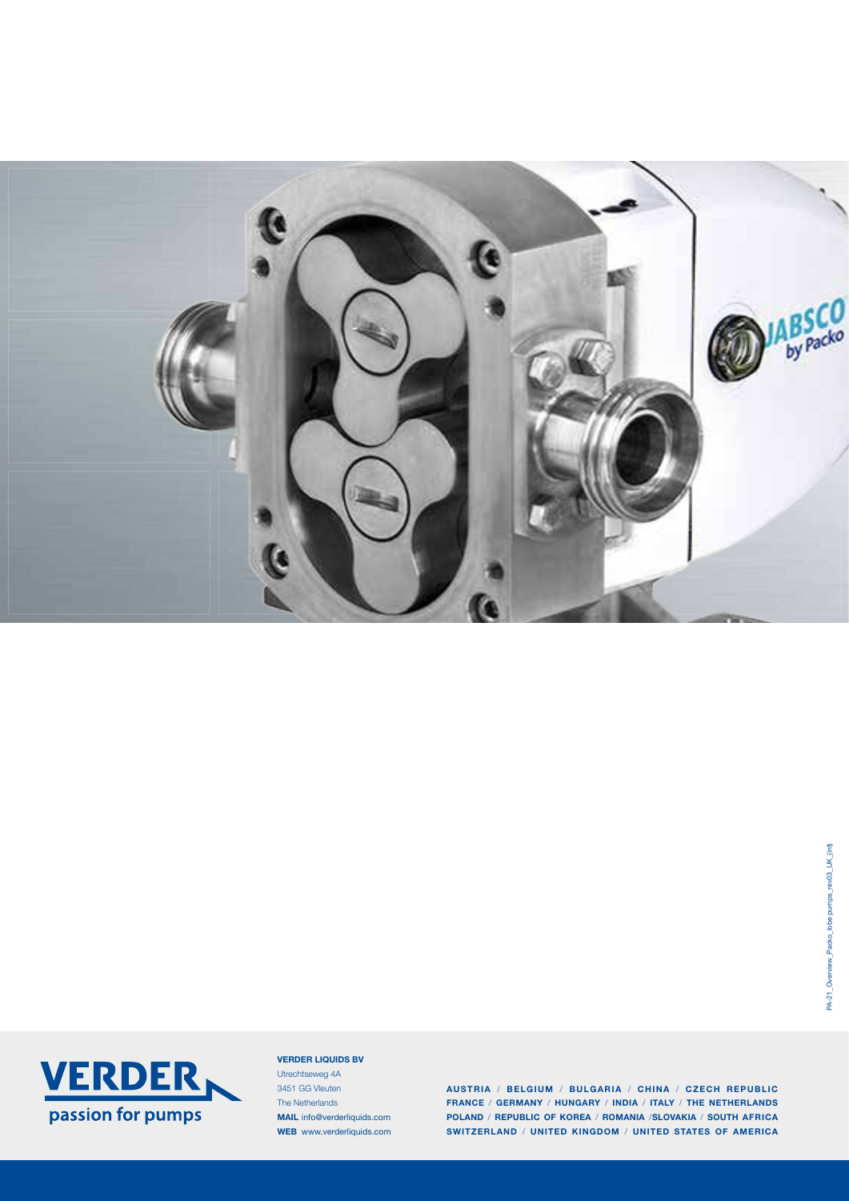**VERDER LIQUIDS BV**
Utrechtseweg 4A
3451 GG Vleuten
The Netherlands
**MAIL** info@verderliquids.com
**WEB** www.verderliquids.com

**AUSTRIA / BELGIUM / BULGARIA / CHINA / CZECH REPUBLIC FRANCE / GERMANY / HUNGARY / INDIA / ITALY / THE NETHERLANDS POLAND / REPUBLIC OF KOREA / ROMANIA / SLOVAKIA / SOUTH AFRICA SWITZERLAND / UNITED KINGDOM / UNITED STATES OF AMERICA**

PA-21_Overview_Packo_lobe pumps_rev03_UK_(int)